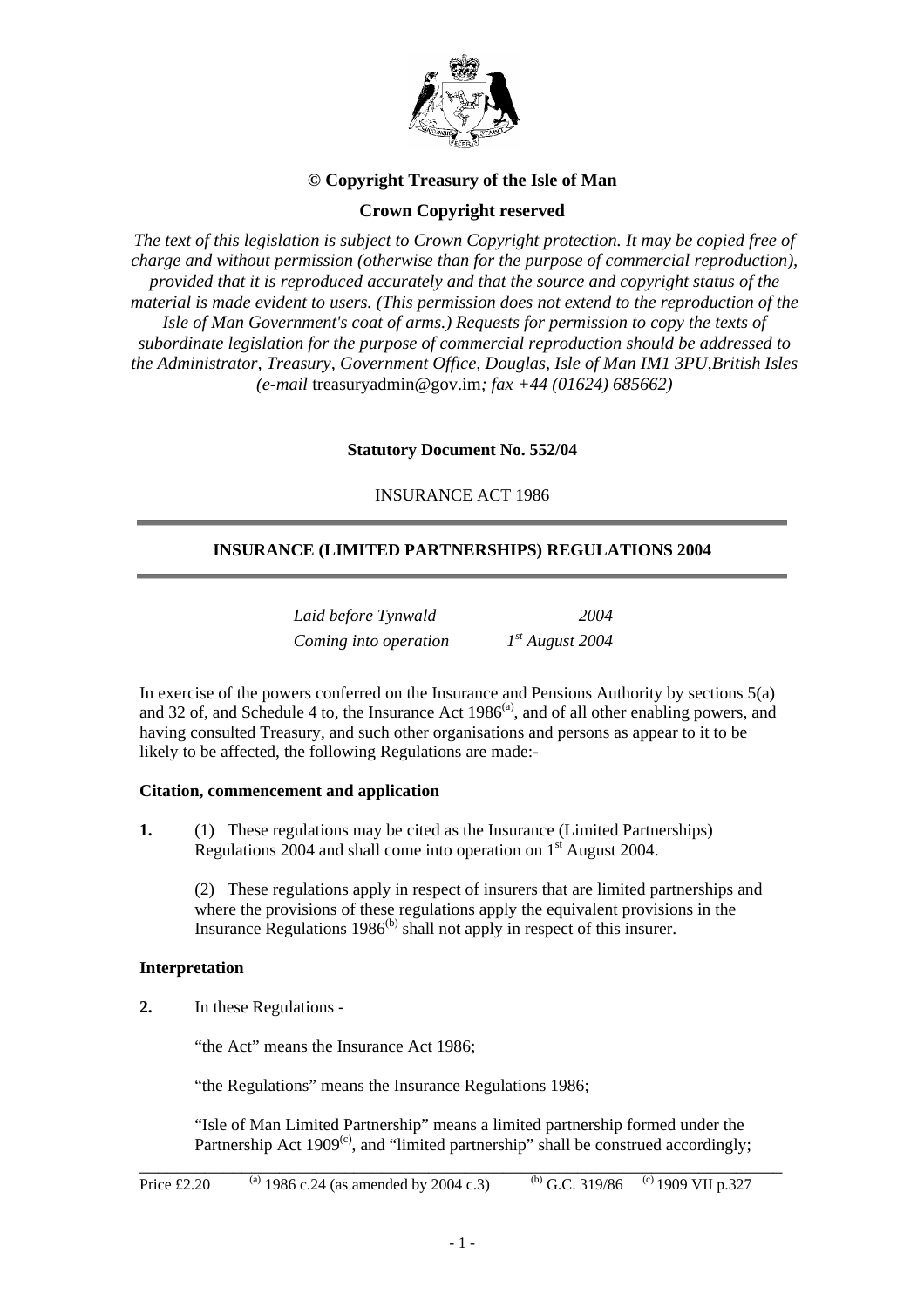**© Copyright Treasury of the Isle of Man**

**Crown Copyright reserved**

*The text of this legislation is subject to Crown Copyright protection. It may be copied free of charge and without permission (otherwise than for the purpose of commercial reproduction), provided that it is reproduced accurately and that the source and copyright status of the material is made evident to users. (This permission does not extend to the reproduction of the Isle of Man Government's coat of arms.) Requests for permission to copy the texts of subordinate legislation for the purpose of commercial reproduction should be addressed to the Administrator, Treasury, Government Office, Douglas, Isle of Man IM1 3PU,British Isles (e-mail* treasuryadmin@gov.im*; fax +44 (01624) 685662)*

**Statutory Document No. 552/04**

INSURANCE ACT 1986

---

**INSURANCE (LIMITED PARTNERSHIPS) REGULATIONS 2004**

---

| | |
|---|---|
| *Laid before Tynwald* | *2004* |
| *Coming into operation* | *1st August 2004* |

In exercise of the powers conferred on the Insurance and Pensions Authority by sections 5(a) and 32 of, and Schedule 4 to, the Insurance Act 1986[(a)], and of all other enabling powers, and having consulted Treasury, and such other organisations and persons as appear to it to be likely to be affected, the following Regulations are made:-

**Citation, commencement and application**

**1.** (1) These regulations may be cited as the Insurance (Limited Partnerships) Regulations 2004 and shall come into operation on 1st August 2004.

(2) These regulations apply in respect of insurers that are limited partnerships and where the provisions of these regulations apply the equivalent provisions in the Insurance Regulations 1986[(b)] shall not apply in respect of this insurer.

**Interpretation**

**2.** In these Regulations -

"the Act" means the Insurance Act 1986;

"the Regulations" means the Insurance Regulations 1986;

"Isle of Man Limited Partnership" means a limited partnership formed under the Partnership Act 1909[(c)], and "limited partnership" shall be construed accordingly;

---

Price £2.20 (a) 1986 c.24 (as amended by 2004 c.3) (b) G.C. 319/86 (c) 1909 VII p.327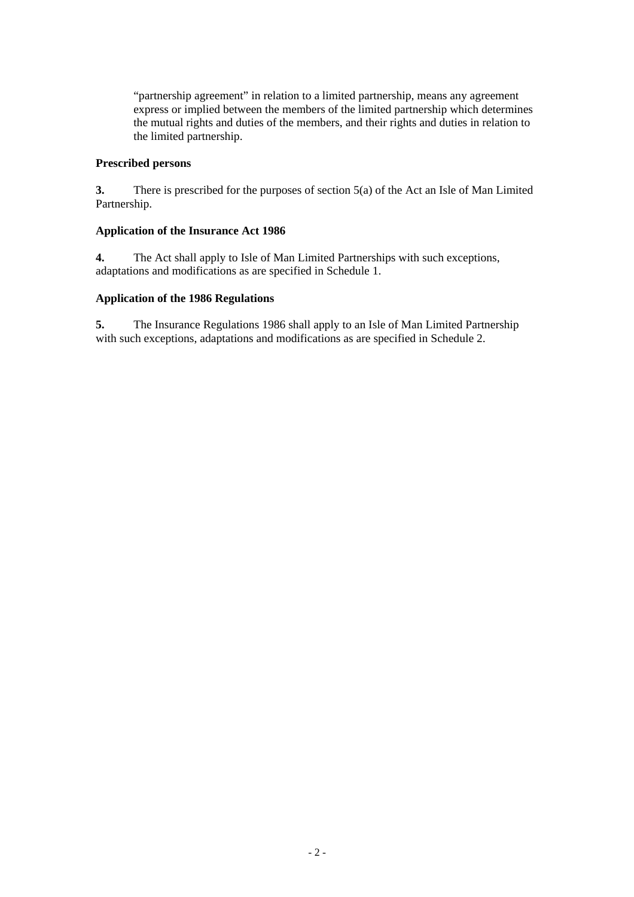"partnership agreement" in relation to a limited partnership, means any agreement express or implied between the members of the limited partnership which determines the mutual rights and duties of the members, and their rights and duties in relation to the limited partnership.

**Prescribed persons**

**3.** There is prescribed for the purposes of section 5(a) of the Act an Isle of Man Limited Partnership.

**Application of the Insurance Act 1986**

**4.** The Act shall apply to Isle of Man Limited Partnerships with such exceptions, adaptations and modifications as are specified in Schedule 1.

**Application of the 1986 Regulations**

**5.** The Insurance Regulations 1986 shall apply to an Isle of Man Limited Partnership with such exceptions, adaptations and modifications as are specified in Schedule 2.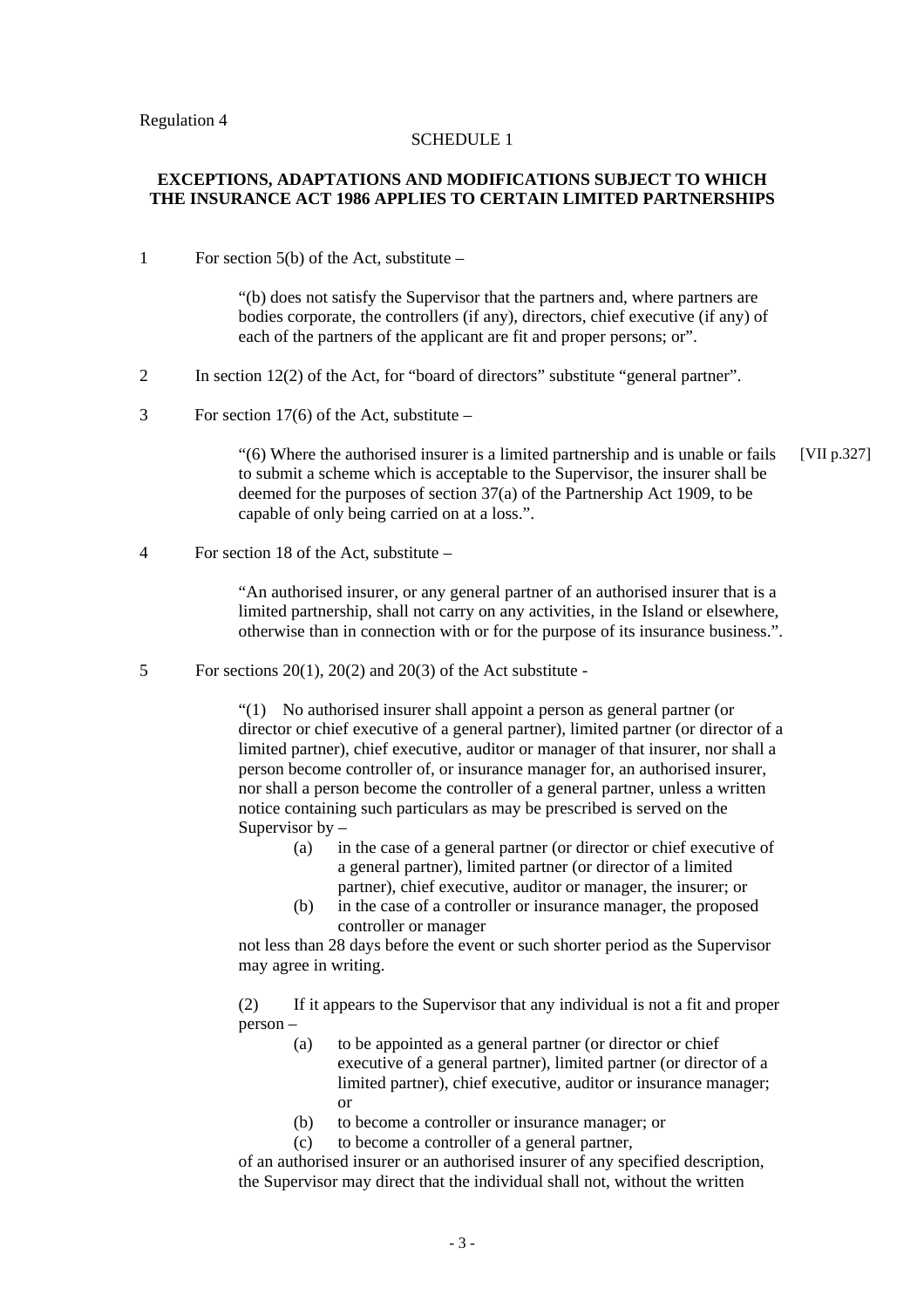Regulation 4

SCHEDULE 1

**EXCEPTIONS, ADAPTATIONS AND MODIFICATIONS SUBJECT TO WHICH THE INSURANCE ACT 1986 APPLIES TO CERTAIN LIMITED PARTNERSHIPS**

1 For section 5(b) of the Act, substitute –

> "(b) does not satisfy the Supervisor that the partners and, where partners are bodies corporate, the controllers (if any), directors, chief executive (if any) of each of the partners of the applicant are fit and proper persons; or".

2 In section 12(2) of the Act, for "board of directors" substitute "general partner".

3 For section 17(6) of the Act, substitute –

> "(6) Where the authorised insurer is a limited partnership and is unable or fails to submit a scheme which is acceptable to the Supervisor, the insurer shall be deemed for the purposes of section 37(a) of the Partnership Act 1909, to be capable of only being carried on at a loss.". [VII p.327]

4 For section 18 of the Act, substitute –

> "An authorised insurer, or any general partner of an authorised insurer that is a limited partnership, shall not carry on any activities, in the Island or elsewhere, otherwise than in connection with or for the purpose of its insurance business.".

5 For sections 20(1), 20(2) and 20(3) of the Act substitute -

> "(1) No authorised insurer shall appoint a person as general partner (or director or chief executive of a general partner), limited partner (or director of a limited partner), chief executive, auditor or manager of that insurer, nor shall a person become controller of, or insurance manager for, an authorised insurer, nor shall a person become the controller of a general partner, unless a written notice containing such particulars as may be prescribed is served on the Supervisor by –
>
> (a) in the case of a general partner (or director or chief executive of a general partner), limited partner (or director of a limited partner), chief executive, auditor or manager, the insurer; or
>
> (b) in the case of a controller or insurance manager, the proposed controller or manager
>
> not less than 28 days before the event or such shorter period as the Supervisor may agree in writing.
>
> (2) If it appears to the Supervisor that any individual is not a fit and proper person –
>
> (a) to be appointed as a general partner (or director or chief executive of a general partner), limited partner (or director of a limited partner), chief executive, auditor or insurance manager; or
>
> (b) to become a controller or insurance manager; or
>
> (c) to become a controller of a general partner,
>
> of an authorised insurer or an authorised insurer of any specified description, the Supervisor may direct that the individual shall not, without the written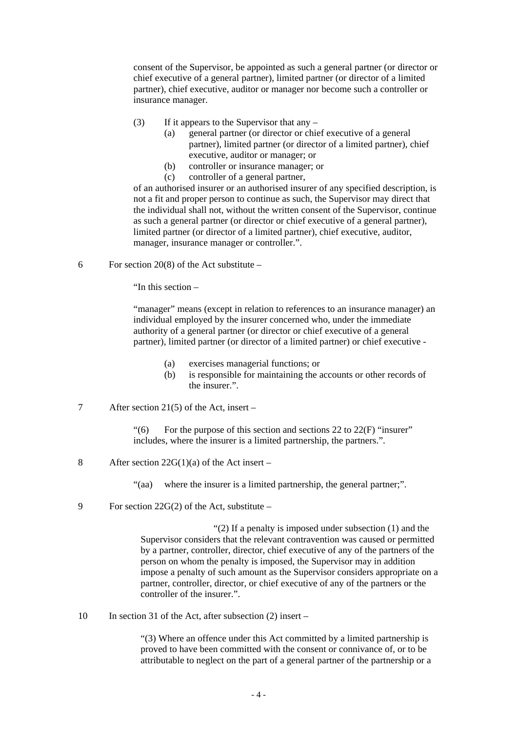consent of the Supervisor, be appointed as such a general partner (or director or chief executive of a general partner), limited partner (or director of a limited partner), chief executive, auditor or manager nor become such a controller or insurance manager.

(3) If it appears to the Supervisor that any –

(a) general partner (or director or chief executive of a general partner), limited partner (or director of a limited partner), chief executive, auditor or manager; or

(b) controller or insurance manager; or

(c) controller of a general partner,

of an authorised insurer or an authorised insurer of any specified description, is not a fit and proper person to continue as such, the Supervisor may direct that the individual shall not, without the written consent of the Supervisor, continue as such a general partner (or director or chief executive of a general partner), limited partner (or director of a limited partner), chief executive, auditor, manager, insurance manager or controller.".

6 For section 20(8) of the Act substitute –

"In this section –

"manager" means (except in relation to references to an insurance manager) an individual employed by the insurer concerned who, under the immediate authority of a general partner (or director or chief executive of a general partner), limited partner (or director of a limited partner) or chief executive -

(a) exercises managerial functions; or

(b) is responsible for maintaining the accounts or other records of the insurer.".

7 After section 21(5) of the Act, insert –

"(6) For the purpose of this section and sections 22 to 22(F) "insurer" includes, where the insurer is a limited partnership, the partners.".

8 After section 22G(1)(a) of the Act insert –

"(aa) where the insurer is a limited partnership, the general partner;".

9 For section 22G(2) of the Act, substitute –

"(2) If a penalty is imposed under subsection (1) and the Supervisor considers that the relevant contravention was caused or permitted by a partner, controller, director, chief executive of any of the partners of the person on whom the penalty is imposed, the Supervisor may in addition impose a penalty of such amount as the Supervisor considers appropriate on a partner, controller, director, or chief executive of any of the partners or the controller of the insurer.".

10 In section 31 of the Act, after subsection (2) insert –

"(3) Where an offence under this Act committed by a limited partnership is proved to have been committed with the consent or connivance of, or to be attributable to neglect on the part of a general partner of the partnership or a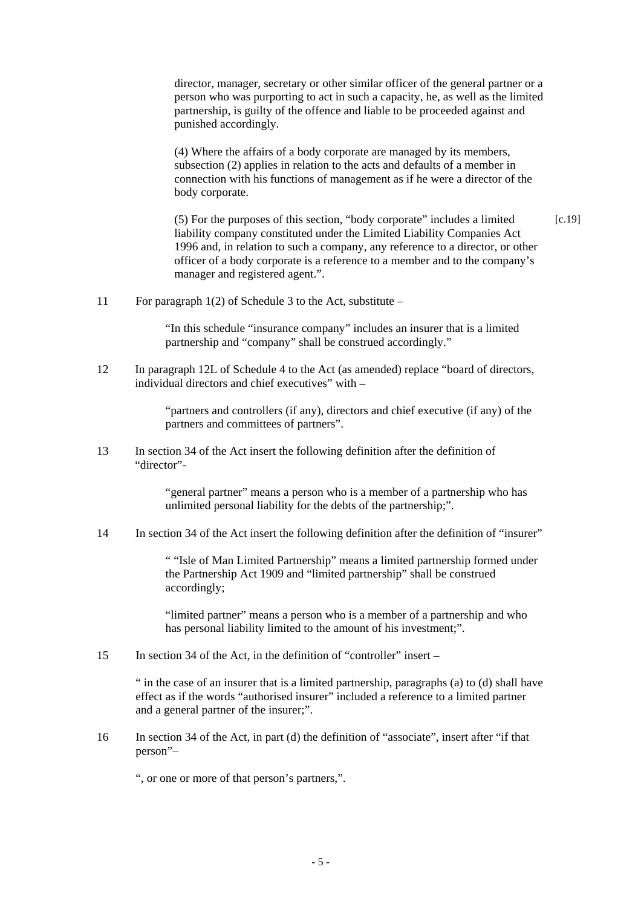director, manager, secretary or other similar officer of the general partner or a person who was purporting to act in such a capacity, he, as well as the limited partnership, is guilty of the offence and liable to be proceeded against and punished accordingly.

(4) Where the affairs of a body corporate are managed by its members, subsection (2) applies in relation to the acts and defaults of a member in connection with his functions of management as if he were a director of the body corporate.

(5) For the purposes of this section, "body corporate" includes a limited liability company constituted under the Limited Liability Companies Act 1996 and, in relation to such a company, any reference to a director, or other officer of a body corporate is a reference to a member and to the company's manager and registered agent.". [c.19]

11 For paragraph 1(2) of Schedule 3 to the Act, substitute –

"In this schedule "insurance company" includes an insurer that is a limited partnership and "company" shall be construed accordingly."

12 In paragraph 12L of Schedule 4 to the Act (as amended) replace "board of directors, individual directors and chief executives" with –

"partners and controllers (if any), directors and chief executive (if any) of the partners and committees of partners".

13 In section 34 of the Act insert the following definition after the definition of "director"-

"general partner" means a person who is a member of a partnership who has unlimited personal liability for the debts of the partnership;".

14 In section 34 of the Act insert the following definition after the definition of "insurer"

" "Isle of Man Limited Partnership" means a limited partnership formed under the Partnership Act 1909 and "limited partnership" shall be construed accordingly;

"limited partner" means a person who is a member of a partnership and who has personal liability limited to the amount of his investment;".

15 In section 34 of the Act, in the definition of "controller" insert –

" in the case of an insurer that is a limited partnership, paragraphs (a) to (d) shall have effect as if the words "authorised insurer" included a reference to a limited partner and a general partner of the insurer;".

16 In section 34 of the Act, in part (d) the definition of "associate", insert after "if that person"–

", or one or more of that person's partners,".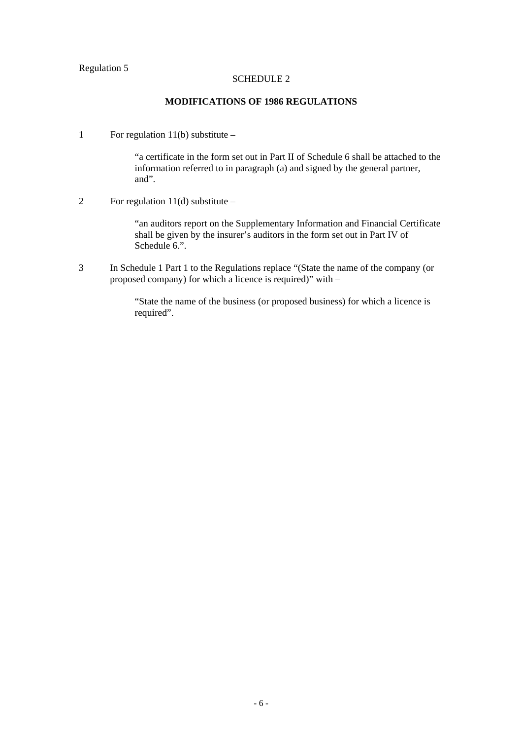Regulation 5

SCHEDULE 2

**MODIFICATIONS OF 1986 REGULATIONS**

1 For regulation 11(b) substitute –

> "a certificate in the form set out in Part II of Schedule 6 shall be attached to the information referred to in paragraph (a) and signed by the general partner, and".

2 For regulation 11(d) substitute –

> "an auditors report on the Supplementary Information and Financial Certificate shall be given by the insurer's auditors in the form set out in Part IV of Schedule 6.".

3 In Schedule 1 Part 1 to the Regulations replace "(State the name of the company (or proposed company) for which a licence is required)" with –

> "State the name of the business (or proposed business) for which a licence is required".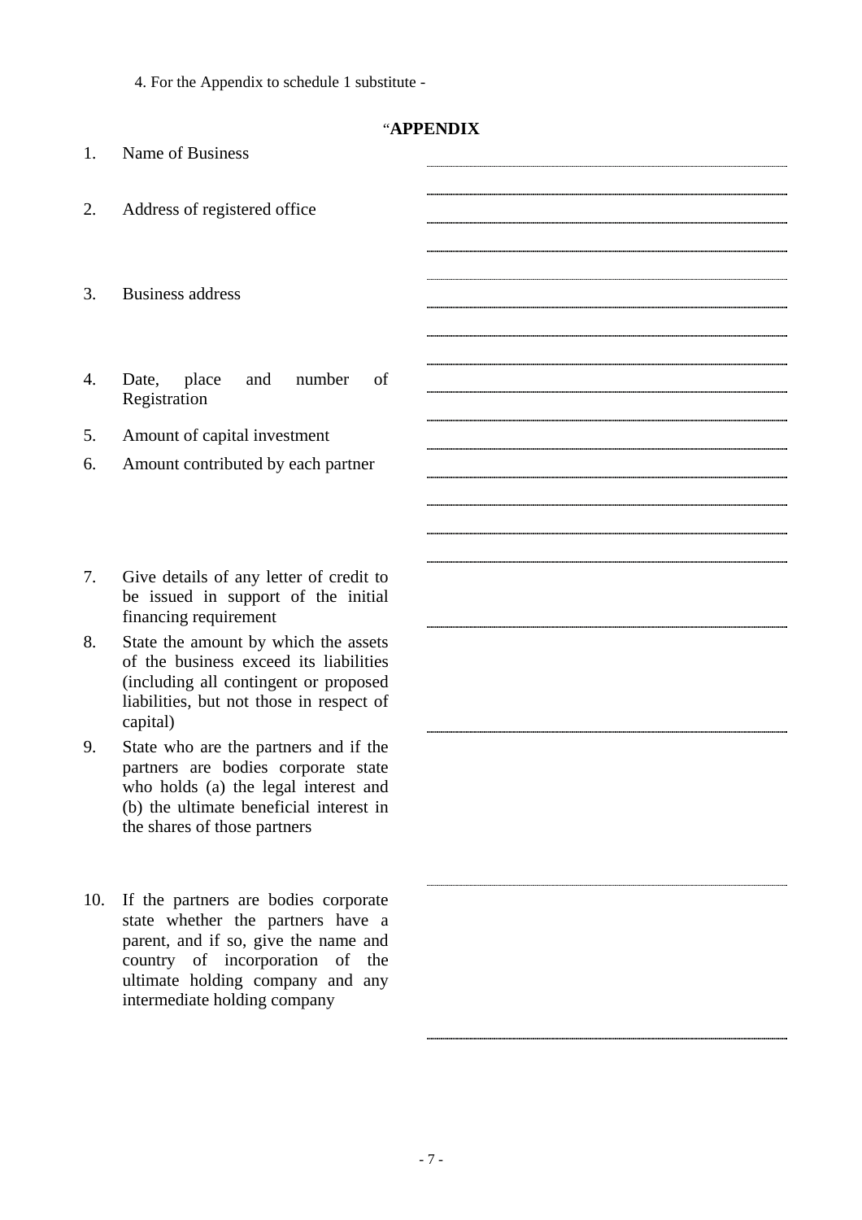4. For the Appendix to schedule 1 substitute -

"**APPENDIX**

1. Name of Business
2. Address of registered office
3. Business address
4. Date, place and number of Registration
5. Amount of capital investment
6. Amount contributed by each partner
7. Give details of any letter of credit to be issued in support of the initial financing requirement
8. State the amount by which the assets of the business exceed its liabilities (including all contingent or proposed liabilities, but not those in respect of capital)
9. State who are the partners and if the partners are bodies corporate state who holds (a) the legal interest and (b) the ultimate beneficial interest in the shares of those partners
10. If the partners are bodies corporate state whether the partners have a parent, and if so, give the name and country of incorporation of the ultimate holding company and any intermediate holding company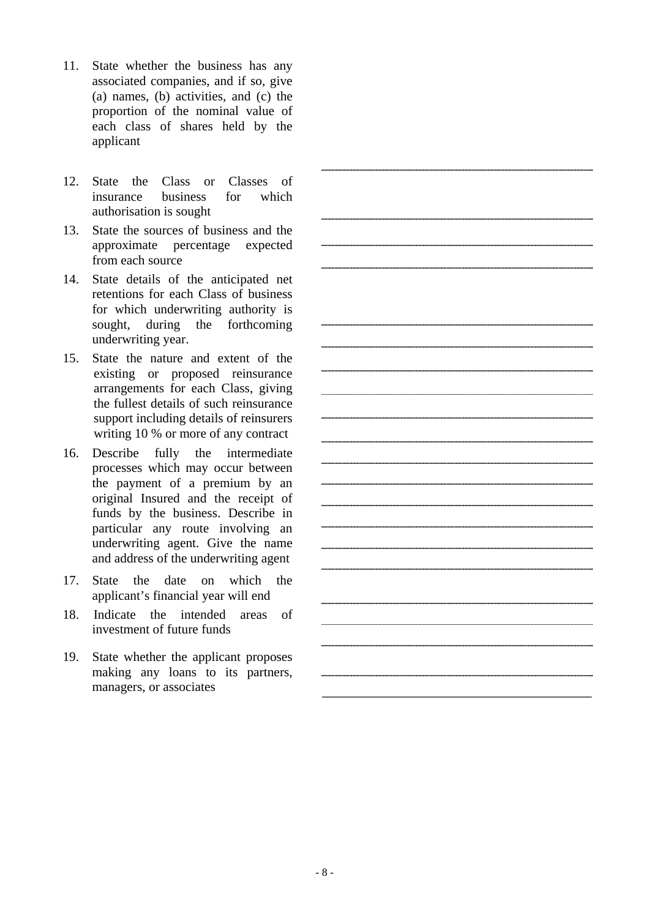11. State whether the business has any associated companies, and if so, give (a) names, (b) activities, and (c) the proportion of the nominal value of each class of shares held by the applicant

12. State the Class or Classes of insurance business for which authorisation is sought

13. State the sources of business and the approximate percentage expected from each source

14. State details of the anticipated net retentions for each Class of business for which underwriting authority is sought, during the forthcoming underwriting year.

15. State the nature and extent of the existing or proposed reinsurance arrangements for each Class, giving the fullest details of such reinsurance support including details of reinsurers writing 10 % or more of any contract

16. Describe fully the intermediate processes which may occur between the payment of a premium by an original Insured and the receipt of funds by the business. Describe in particular any route involving an underwriting agent. Give the name and address of the underwriting agent

17. State the date on which the applicant's financial year will end

18. Indicate the intended areas of investment of future funds

19. State whether the applicant proposes making any loans to its partners, managers, or associates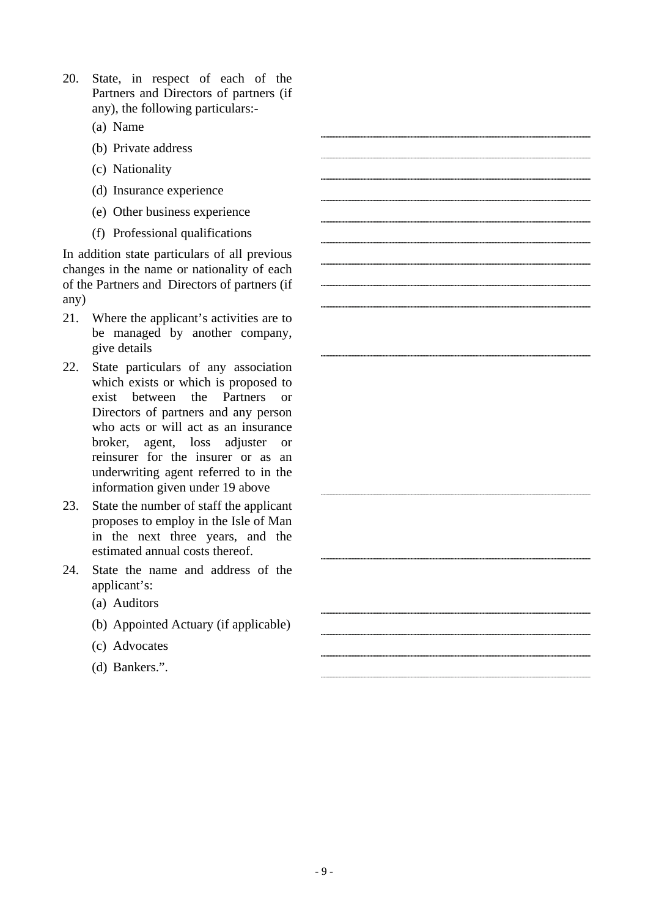20. State, in respect of each of the Partners and Directors of partners (if any), the following particulars:-

    (a) Name

    (b) Private address

    (c) Nationality

    (d) Insurance experience

    (e) Other business experience

    (f) Professional qualifications

In addition state particulars of all previous changes in the name or nationality of each of the Partners and Directors of partners (if any)

21. Where the applicant's activities are to be managed by another company, give details

22. State particulars of any association which exists or which is proposed to exist between the Partners or Directors of partners and any person who acts or will act as an insurance broker, agent, loss adjuster or reinsurer for the insurer or as an underwriting agent referred to in the information given under 19 above

23. State the number of staff the applicant proposes to employ in the Isle of Man in the next three years, and the estimated annual costs thereof.

24. State the name and address of the applicant's:

    (a) Auditors

    (b) Appointed Actuary (if applicable)

    (c) Advocates

    (d) Bankers.".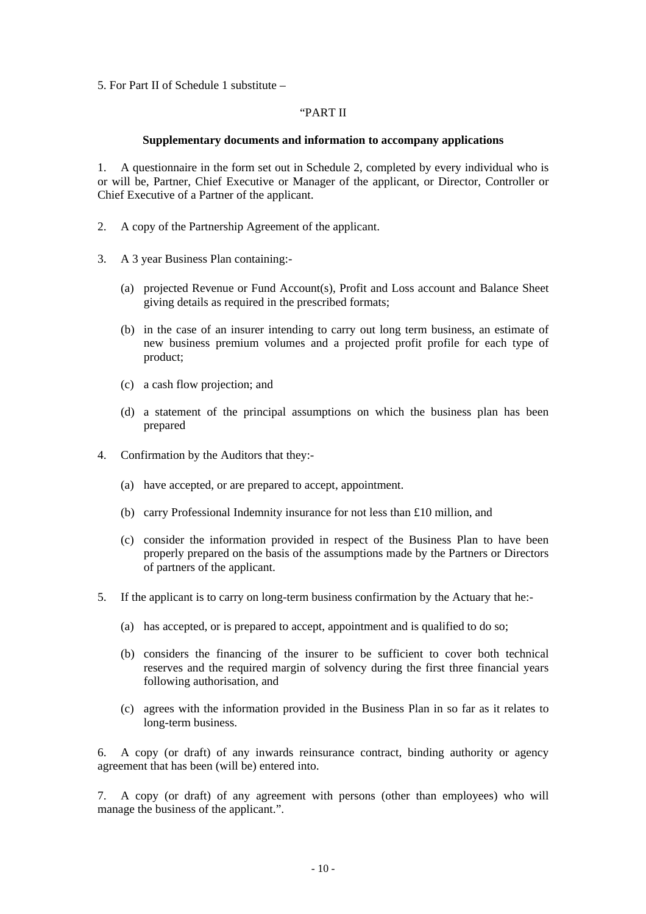5. For Part II of Schedule 1 substitute –

"PART II

**Supplementary documents and information to accompany applications**

1. A questionnaire in the form set out in Schedule 2, completed by every individual who is or will be, Partner, Chief Executive or Manager of the applicant, or Director, Controller or Chief Executive of a Partner of the applicant.

2. A copy of the Partnership Agreement of the applicant.

3. A 3 year Business Plan containing:-

   (a) projected Revenue or Fund Account(s), Profit and Loss account and Balance Sheet giving details as required in the prescribed formats;

   (b) in the case of an insurer intending to carry out long term business, an estimate of new business premium volumes and a projected profit profile for each type of product;

   (c) a cash flow projection; and

   (d) a statement of the principal assumptions on which the business plan has been prepared

4. Confirmation by the Auditors that they:-

   (a) have accepted, or are prepared to accept, appointment.

   (b) carry Professional Indemnity insurance for not less than £10 million, and

   (c) consider the information provided in respect of the Business Plan to have been properly prepared on the basis of the assumptions made by the Partners or Directors of partners of the applicant.

5. If the applicant is to carry on long-term business confirmation by the Actuary that he:-

   (a) has accepted, or is prepared to accept, appointment and is qualified to do so;

   (b) considers the financing of the insurer to be sufficient to cover both technical reserves and the required margin of solvency during the first three financial years following authorisation, and

   (c) agrees with the information provided in the Business Plan in so far as it relates to long-term business.

6. A copy (or draft) of any inwards reinsurance contract, binding authority or agency agreement that has been (will be) entered into.

7. A copy (or draft) of any agreement with persons (other than employees) who will manage the business of the applicant.".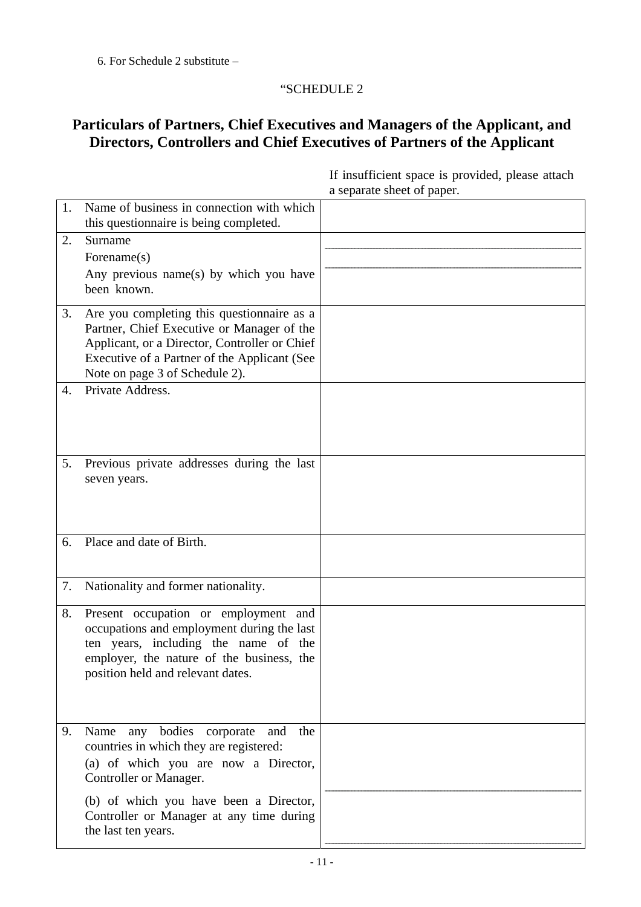6. For Schedule 2 substitute –

“SCHEDULE 2

## Particulars of Partners, Chief Executives and Managers of the Applicant, and Directors, Controllers and Chief Executives of Partners of the Applicant

If insufficient space is provided, please attach a separate sheet of paper.

| | | |
|---|---|---|
| 1. | Name of business in connection with which this questionnaire is being completed. | |
| 2. | Surname<br>Forename(s)<br>Any previous name(s) by which you have been known. | |
| 3. | Are you completing this questionnaire as a Partner, Chief Executive or Manager of the Applicant, or a Director, Controller or Chief Executive of a Partner of the Applicant (See Note on page 3 of Schedule 2). | |
| 4. | Private Address. | |
| 5. | Previous private addresses during the last seven years. | |
| 6. | Place and date of Birth. | |
| 7. | Nationality and former nationality. | |
| 8. | Present occupation or employment and occupations and employment during the last ten years, including the name of the employer, the nature of the business, the position held and relevant dates. | |
| 9. | Name any bodies corporate and the countries in which they are registered:<br>(a) of which you are now a Director, Controller or Manager.<br>(b) of which you have been a Director, Controller or Manager at any time during the last ten years. | |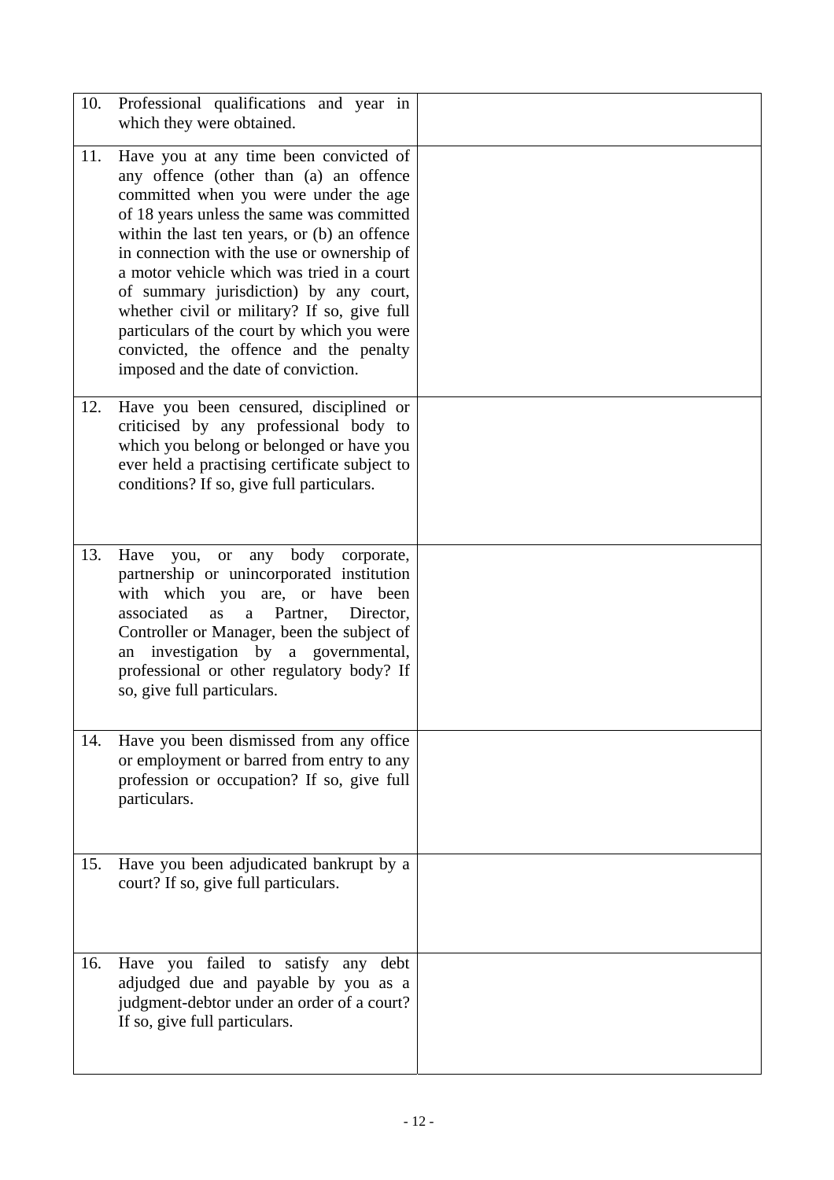| | | |
|---|---|---|
| 10. | Professional qualifications and year in which they were obtained. | |
| 11. | Have you at any time been convicted of any offence (other than (a) an offence committed when you were under the age of 18 years unless the same was committed within the last ten years, or (b) an offence in connection with the use or ownership of a motor vehicle which was tried in a court of summary jurisdiction) by any court, whether civil or military? If so, give full particulars of the court by which you were convicted, the offence and the penalty imposed and the date of conviction. | |
| 12. | Have you been censured, disciplined or criticised by any professional body to which you belong or belonged or have you ever held a practising certificate subject to conditions? If so, give full particulars. | |
| 13. | Have you, or any body corporate, partnership or unincorporated institution with which you are, or have been associated as a Partner, Director, Controller or Manager, been the subject of an investigation by a governmental, professional or other regulatory body? If so, give full particulars. | |
| 14. | Have you been dismissed from any office or employment or barred from entry to any profession or occupation? If so, give full particulars. | |
| 15. | Have you been adjudicated bankrupt by a court? If so, give full particulars. | |
| 16. | Have you failed to satisfy any debt adjudged due and payable by you as a judgment-debtor under an order of a court? If so, give full particulars. | |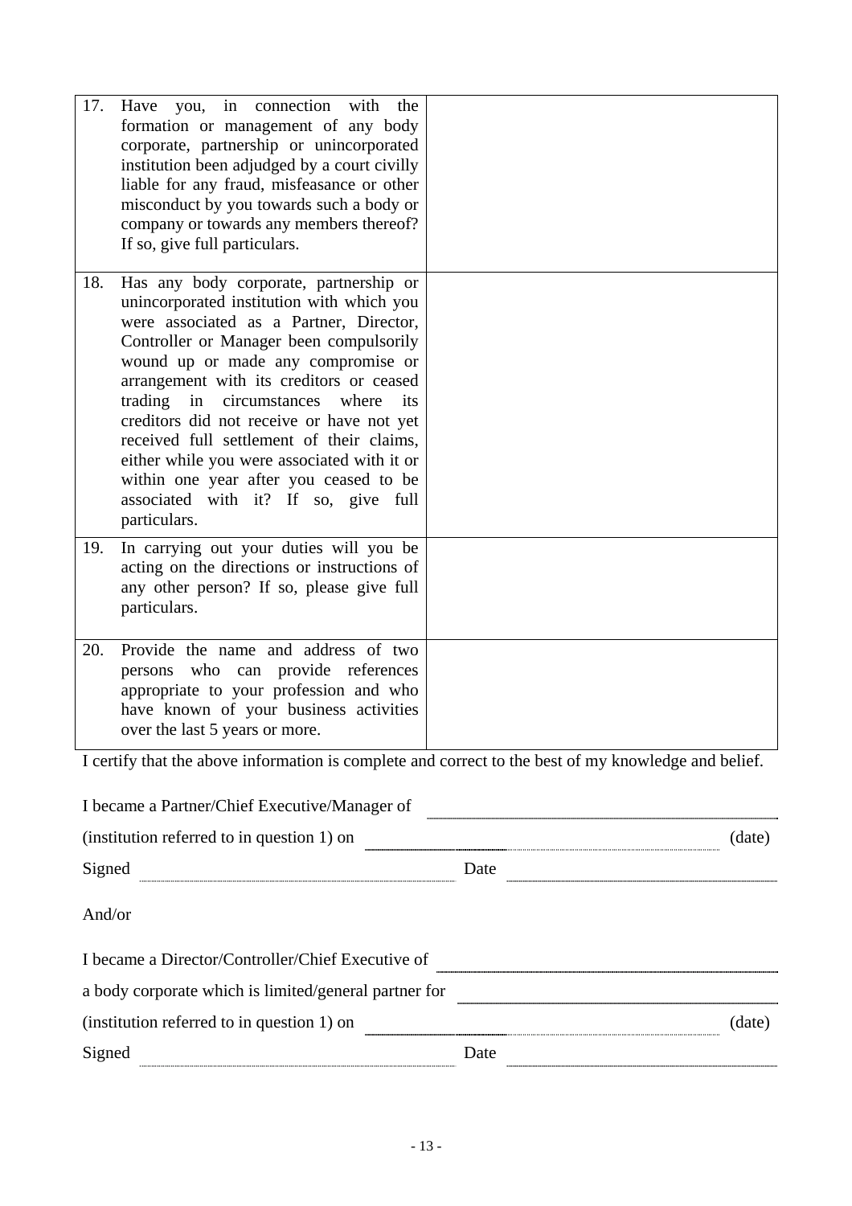| | |
|---|---|
| 17. Have you, in connection with the formation or management of any body corporate, partnership or unincorporated institution been adjudged by a court civilly liable for any fraud, misfeasance or other misconduct by you towards such a body or company or towards any members thereof? If so, give full particulars. | |
| 18. Has any body corporate, partnership or unincorporated institution with which you were associated as a Partner, Director, Controller or Manager been compulsorily wound up or made any compromise or arrangement with its creditors or ceased trading in circumstances where its creditors did not receive or have not yet received full settlement of their claims, either while you were associated with it or within one year after you ceased to be associated with it? If so, give full particulars. | |
| 19. In carrying out your duties will you be acting on the directions or instructions of any other person? If so, please give full particulars. | |
| 20. Provide the name and address of two persons who can provide references appropriate to your profession and who have known of your business activities over the last 5 years or more. | |

I certify that the above information is complete and correct to the best of my knowledge and belief.

I became a Partner/Chief Executive/Manager of ____________________

(institution referred to in question 1) on ____________________ (date)

Signed ____________________ Date ____________________

And/or

I became a Director/Controller/Chief Executive of ____________________

a body corporate which is limited/general partner for ____________________

(institution referred to in question 1) on ____________________ (date)

Signed ____________________ Date ____________________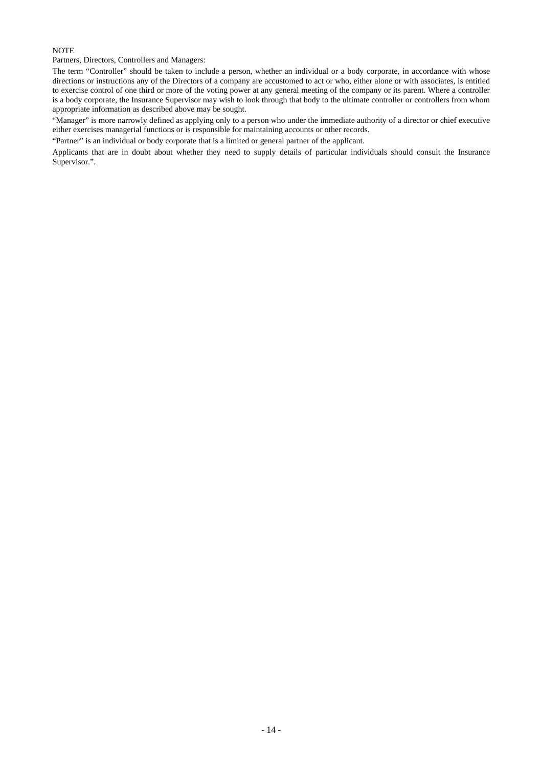NOTE

Partners, Directors, Controllers and Managers:

The term "Controller" should be taken to include a person, whether an individual or a body corporate, in accordance with whose directions or instructions any of the Directors of a company are accustomed to act or who, either alone or with associates, is entitled to exercise control of one third or more of the voting power at any general meeting of the company or its parent. Where a controller is a body corporate, the Insurance Supervisor may wish to look through that body to the ultimate controller or controllers from whom appropriate information as described above may be sought.

"Manager" is more narrowly defined as applying only to a person who under the immediate authority of a director or chief executive either exercises managerial functions or is responsible for maintaining accounts or other records.

"Partner" is an individual or body corporate that is a limited or general partner of the applicant.

Applicants that are in doubt about whether they need to supply details of particular individuals should consult the Insurance Supervisor.".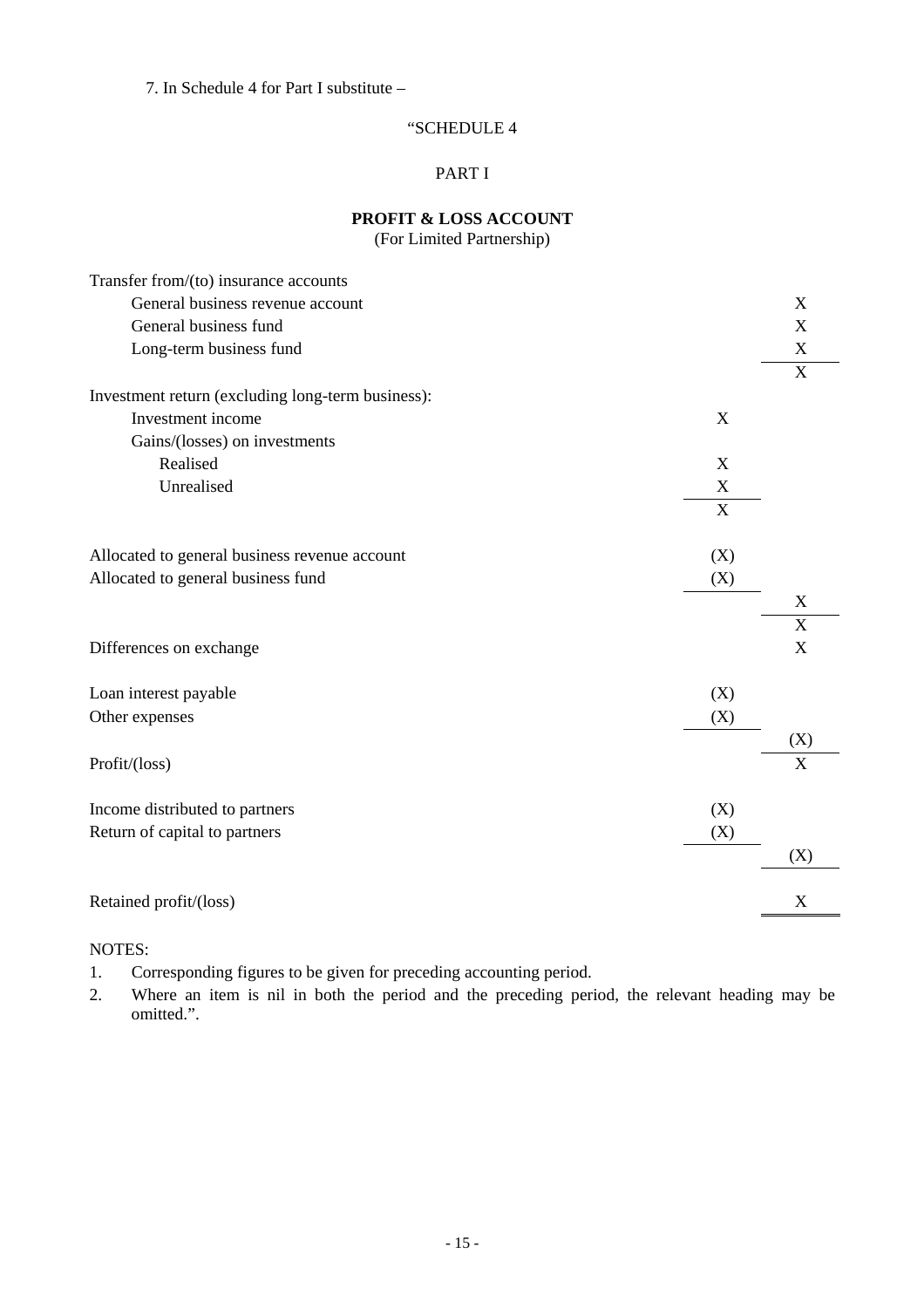7. In Schedule 4 for Part I substitute –

"SCHEDULE 4

PART I

**PROFIT & LOSS ACCOUNT**
(For Limited Partnership)

| | | |
|---|---|---|
| Transfer from/(to) insurance accounts | | |
| General business revenue account | | X |
| General business fund | | X |
| Long-term business fund | | X |
| | | X |
| Investment return (excluding long-term business): | | |
| Investment income | X | |
| Gains/(losses) on investments | | |
| Realised | X | |
| Unrealised | X | |
| | X | |
| Allocated to general business revenue account | (X) | |
| Allocated to general business fund | (X) | |
| | | X |
| | | X |
| Differences on exchange | | X |
| Loan interest payable | (X) | |
| Other expenses | (X) | |
| | | (X) |
| Profit/(loss) | | X |
| Income distributed to partners | (X) | |
| Return of capital to partners | (X) | |
| | | (X) |
| Retained profit/(loss) | | X |

NOTES:

1. Corresponding figures to be given for preceding accounting period.
2. Where an item is nil in both the period and the preceding period, the relevant heading may be omitted.".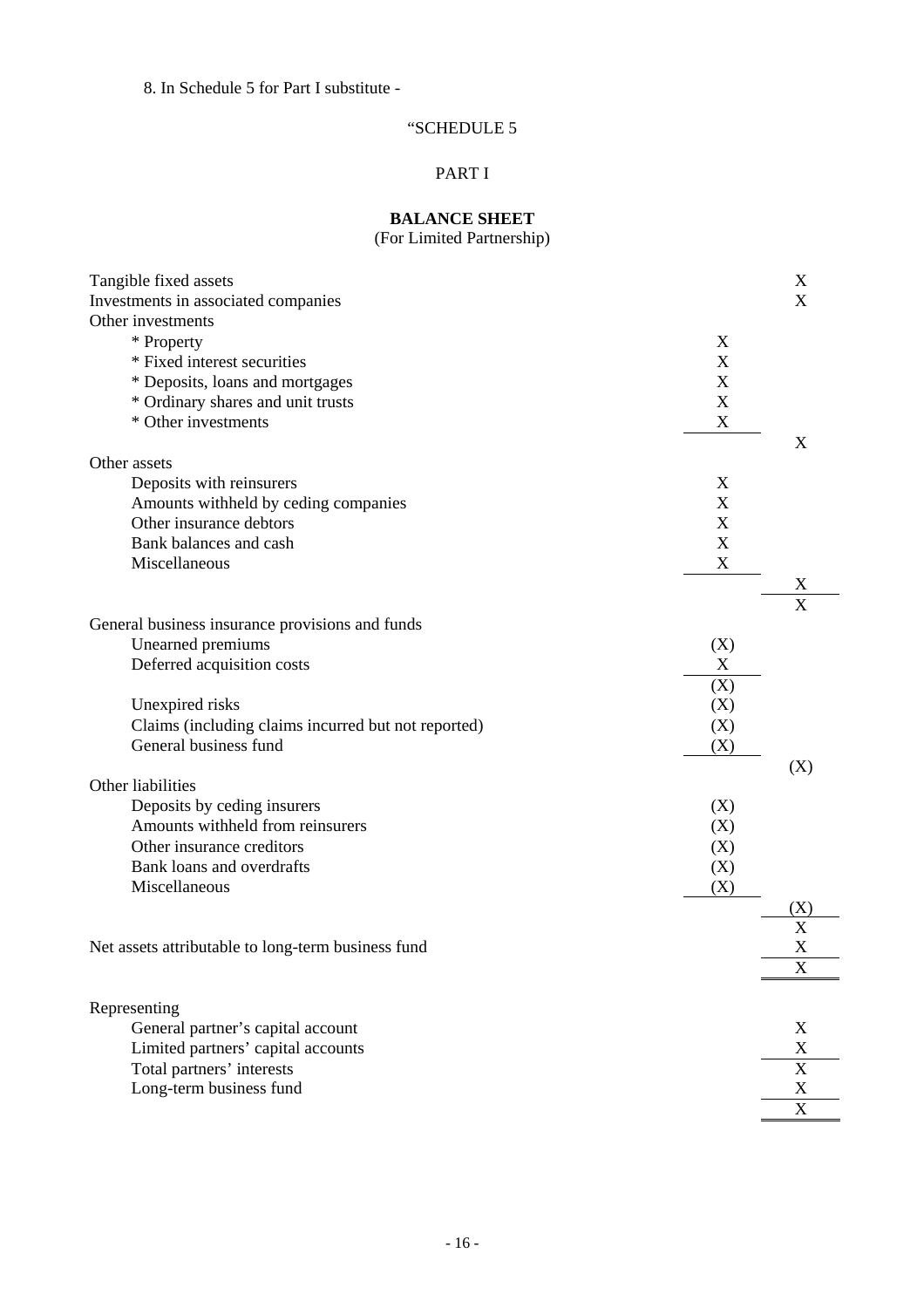8. In Schedule 5 for Part I substitute -

“SCHEDULE 5

PART I

**BALANCE SHEET**
(For Limited Partnership)

| | | |
|---|---|---|
| Tangible fixed assets | | X |
| Investments in associated companies | | X |
| Other investments | | |
| * Property | X | |
| * Fixed interest securities | X | |
| * Deposits, loans and mortgages | X | |
| * Ordinary shares and unit trusts | X | |
| * Other investments | X | |
| | | X |
| Other assets | | |
| Deposits with reinsurers | X | |
| Amounts withheld by ceding companies | X | |
| Other insurance debtors | X | |
| Bank balances and cash | X | |
| Miscellaneous | X | |
| | | X |
| | | X |
| General business insurance provisions and funds | | |
| Unearned premiums | (X) | |
| Deferred acquisition costs | X | |
| | (X) | |
| Unexpired risks | (X) | |
| Claims (including claims incurred but not reported) | (X) | |
| General business fund | (X) | |
| | | (X) |
| Other liabilities | | |
| Deposits by ceding insurers | (X) | |
| Amounts withheld from reinsurers | (X) | |
| Other insurance creditors | (X) | |
| Bank loans and overdrafts | (X) | |
| Miscellaneous | (X) | |
| | | (X) |
| | | X |
| Net assets attributable to long-term business fund | | X |
| | | X |
| Representing | | |
| General partner’s capital account | | X |
| Limited partners’ capital accounts | | X |
| Total partners’ interests | | X |
| Long-term business fund | | X |
| | | X |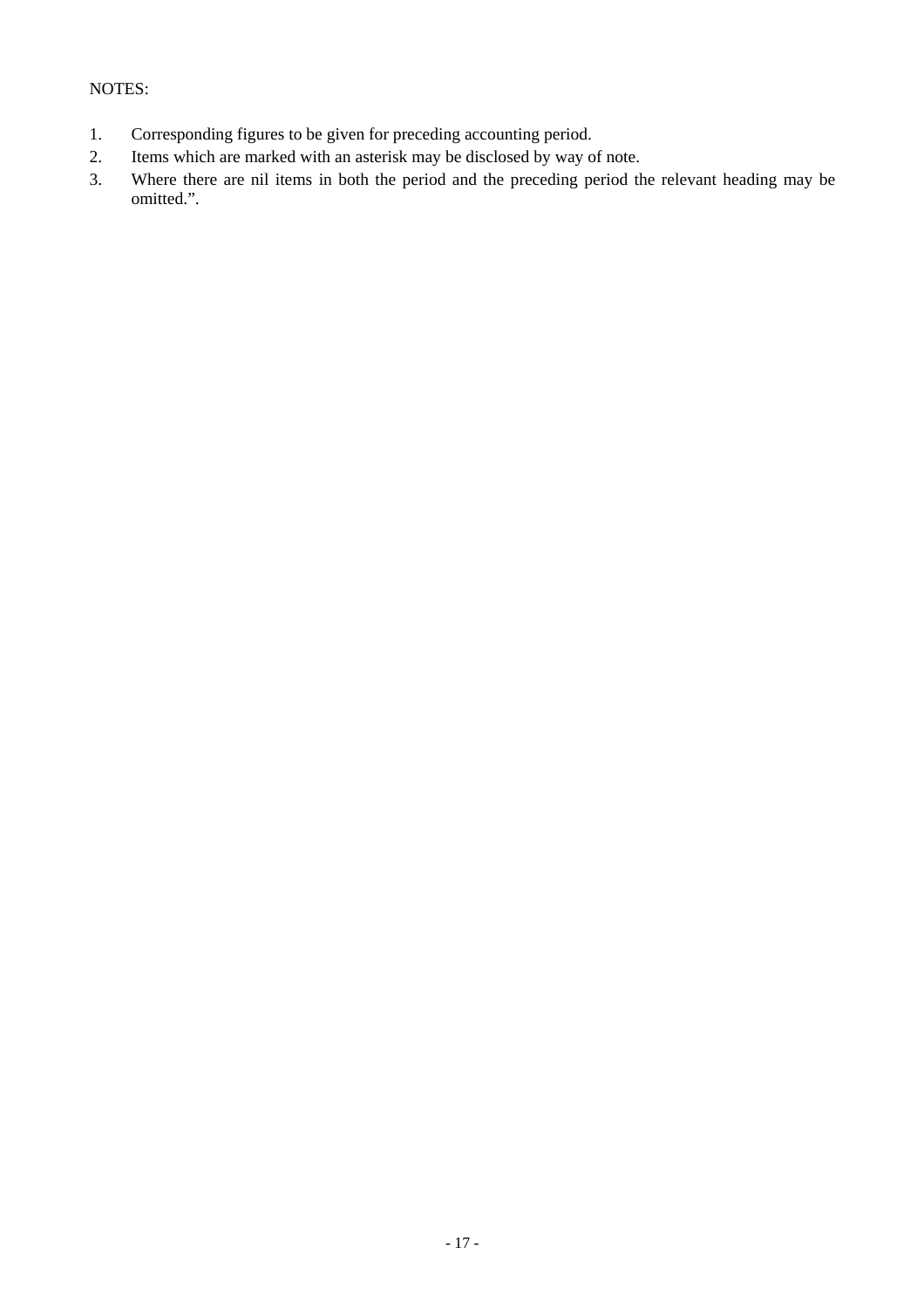NOTES:

1. Corresponding figures to be given for preceding accounting period.
2. Items which are marked with an asterisk may be disclosed by way of note.
3. Where there are nil items in both the period and the preceding period the relevant heading may be omitted.".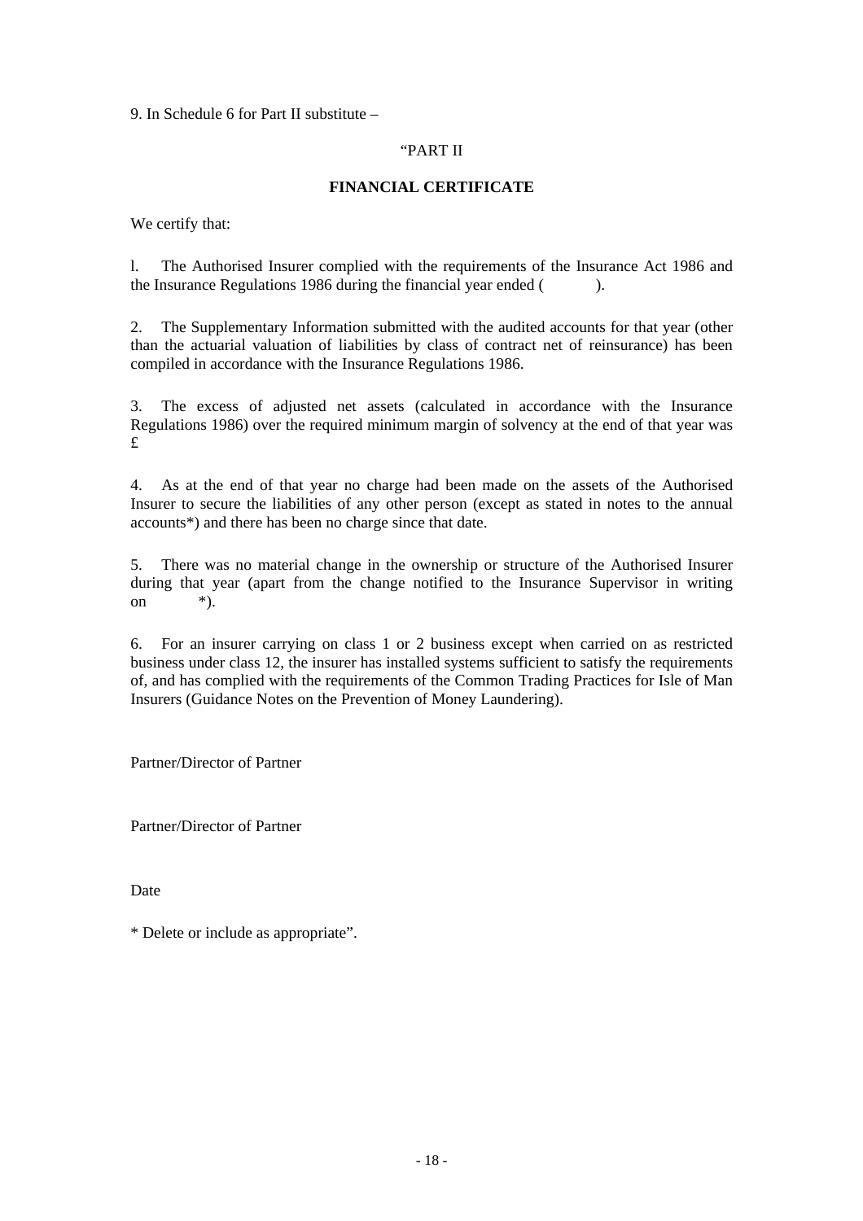9. In Schedule 6 for Part II substitute –

“PART II

**FINANCIAL CERTIFICATE**

We certify that:

l. The Authorised Insurer complied with the requirements of the Insurance Act 1986 and the Insurance Regulations 1986 during the financial year ended ( ).

2. The Supplementary Information submitted with the audited accounts for that year (other than the actuarial valuation of liabilities by class of contract net of reinsurance) has been compiled in accordance with the Insurance Regulations 1986.

3. The excess of adjusted net assets (calculated in accordance with the Insurance Regulations 1986) over the required minimum margin of solvency at the end of that year was £

4. As at the end of that year no charge had been made on the assets of the Authorised Insurer to secure the liabilities of any other person (except as stated in notes to the annual accounts*) and there has been no charge since that date.

5. There was no material change in the ownership or structure of the Authorised Insurer during that year (apart from the change notified to the Insurance Supervisor in writing on *).

6. For an insurer carrying on class 1 or 2 business except when carried on as restricted business under class 12, the insurer has installed systems sufficient to satisfy the requirements of, and has complied with the requirements of the Common Trading Practices for Isle of Man Insurers (Guidance Notes on the Prevention of Money Laundering).

Partner/Director of Partner

Partner/Director of Partner

Date

* Delete or include as appropriate”.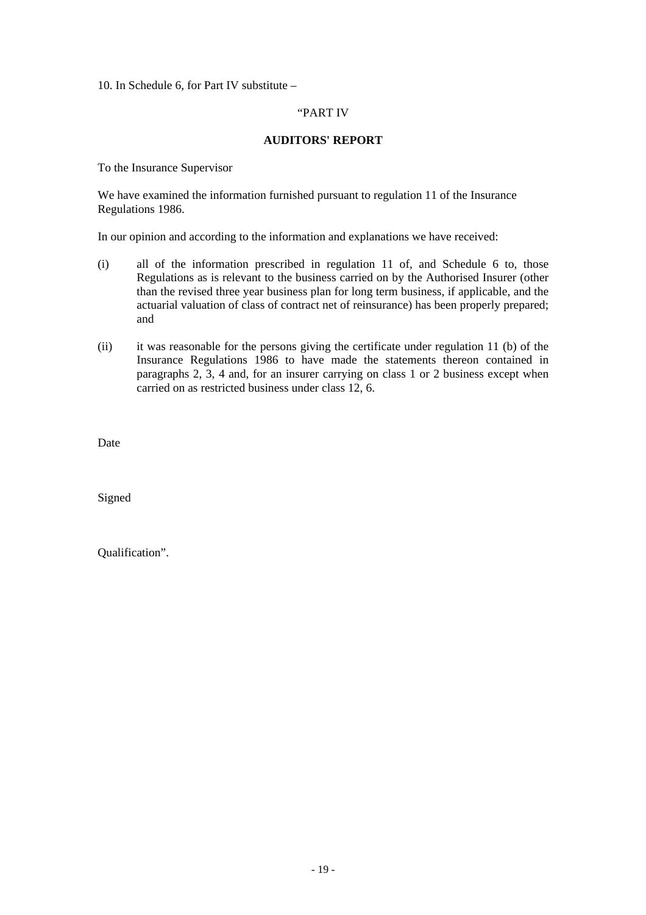10. In Schedule 6, for Part IV substitute –

"PART IV

**AUDITORS' REPORT**

To the Insurance Supervisor

We have examined the information furnished pursuant to regulation 11 of the Insurance Regulations 1986.

In our opinion and according to the information and explanations we have received:

(i) all of the information prescribed in regulation 11 of, and Schedule 6 to, those Regulations as is relevant to the business carried on by the Authorised Insurer (other than the revised three year business plan for long term business, if applicable, and the actuarial valuation of class of contract net of reinsurance) has been properly prepared; and

(ii) it was reasonable for the persons giving the certificate under regulation 11 (b) of the Insurance Regulations 1986 to have made the statements thereon contained in paragraphs 2, 3, 4 and, for an insurer carrying on class 1 or 2 business except when carried on as restricted business under class 12, 6.

Date

Signed

Qualification".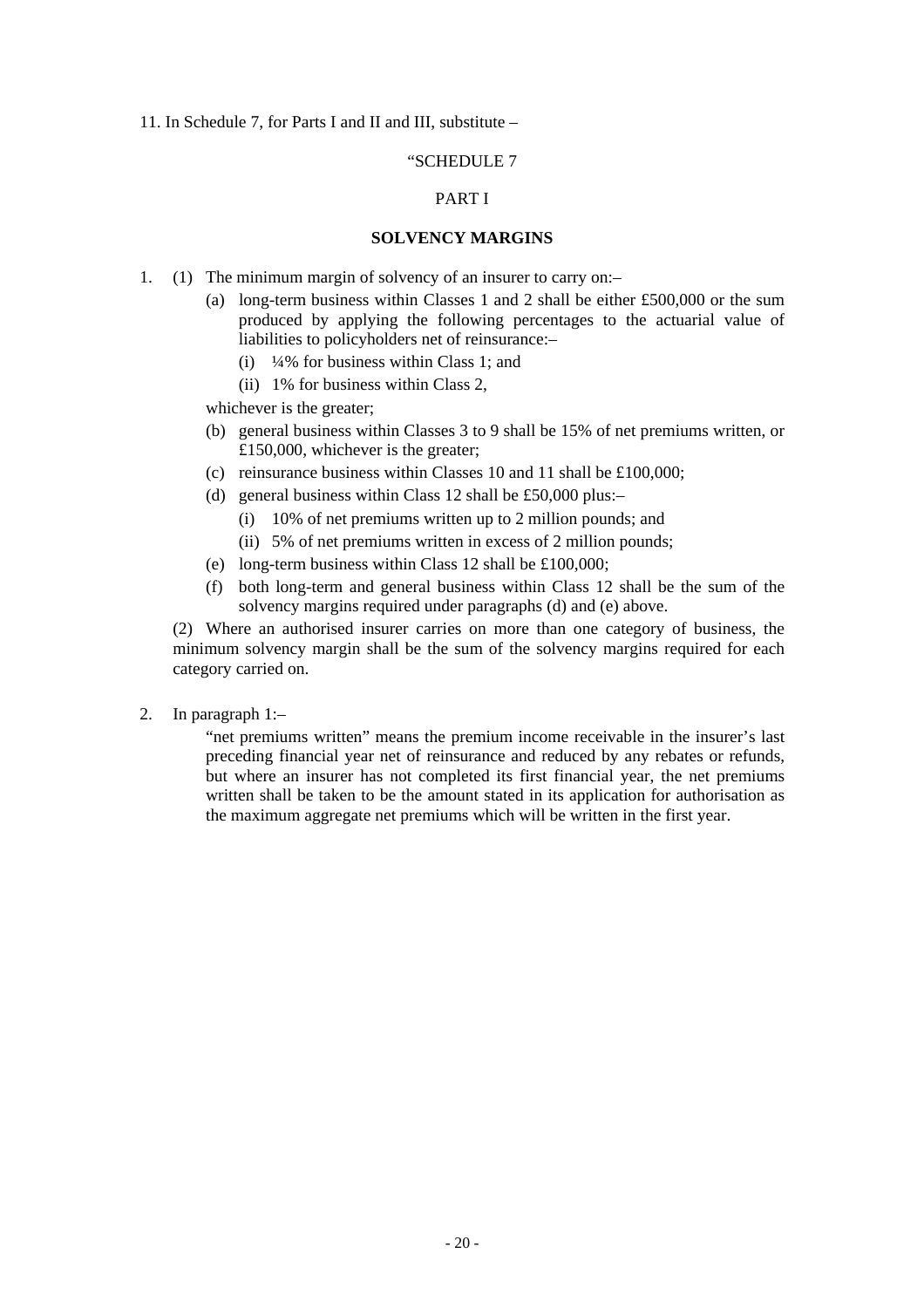11. In Schedule 7, for Parts I and II and III, substitute –

"SCHEDULE 7

PART I

**SOLVENCY MARGINS**

1. (1) The minimum margin of solvency of an insurer to carry on:–

   (a) long-term business within Classes 1 and 2 shall be either £500,000 or the sum produced by applying the following percentages to the actuarial value of liabilities to policyholders net of reinsurance:–

      (i) ¼% for business within Class 1; and

      (ii) 1% for business within Class 2,

   whichever is the greater;

   (b) general business within Classes 3 to 9 shall be 15% of net premiums written, or £150,000, whichever is the greater;

   (c) reinsurance business within Classes 10 and 11 shall be £100,000;

   (d) general business within Class 12 shall be £50,000 plus:–

      (i) 10% of net premiums written up to 2 million pounds; and

      (ii) 5% of net premiums written in excess of 2 million pounds;

   (e) long-term business within Class 12 shall be £100,000;

   (f) both long-term and general business within Class 12 shall be the sum of the solvency margins required under paragraphs (d) and (e) above.

   (2) Where an authorised insurer carries on more than one category of business, the minimum solvency margin shall be the sum of the solvency margins required for each category carried on.

2. In paragraph 1:–

   "net premiums written" means the premium income receivable in the insurer's last preceding financial year net of reinsurance and reduced by any rebates or refunds, but where an insurer has not completed its first financial year, the net premiums written shall be taken to be the amount stated in its application for authorisation as the maximum aggregate net premiums which will be written in the first year.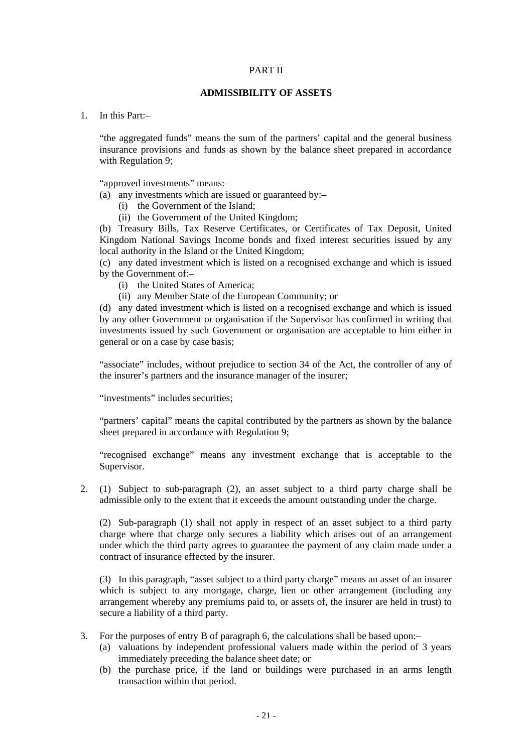PART II

**ADMISSIBILITY OF ASSETS**

1. In this Part:–

"the aggregated funds" means the sum of the partners' capital and the general business insurance provisions and funds as shown by the balance sheet prepared in accordance with Regulation 9;

"approved investments" means:–

(a) any investments which are issued or guaranteed by:–

 (i) the Government of the Island;

 (ii) the Government of the United Kingdom;

(b) Treasury Bills, Tax Reserve Certificates, or Certificates of Tax Deposit, United Kingdom National Savings Income bonds and fixed interest securities issued by any local authority in the Island or the United Kingdom;

(c) any dated investment which is listed on a recognised exchange and which is issued by the Government of:–

 (i) the United States of America;

 (ii) any Member State of the European Community; or

(d) any dated investment which is listed on a recognised exchange and which is issued by any other Government or organisation if the Supervisor has confirmed in writing that investments issued by such Government or organisation are acceptable to him either in general or on a case by case basis;

"associate" includes, without prejudice to section 34 of the Act, the controller of any of the insurer's partners and the insurance manager of the insurer;

"investments" includes securities;

"partners' capital" means the capital contributed by the partners as shown by the balance sheet prepared in accordance with Regulation 9;

"recognised exchange" means any investment exchange that is acceptable to the Supervisor.

2. (1) Subject to sub-paragraph (2), an asset subject to a third party charge shall be admissible only to the extent that it exceeds the amount outstanding under the charge.

(2) Sub-paragraph (1) shall not apply in respect of an asset subject to a third party charge where that charge only secures a liability which arises out of an arrangement under which the third party agrees to guarantee the payment of any claim made under a contract of insurance effected by the insurer.

(3) In this paragraph, "asset subject to a third party charge" means an asset of an insurer which is subject to any mortgage, charge, lien or other arrangement (including any arrangement whereby any premiums paid to, or assets of, the insurer are held in trust) to secure a liability of a third party.

3. For the purposes of entry B of paragraph 6, the calculations shall be based upon:–

 (a) valuations by independent professional valuers made within the period of 3 years immediately preceding the balance sheet date; or

 (b) the purchase price, if the land or buildings were purchased in an arms length transaction within that period.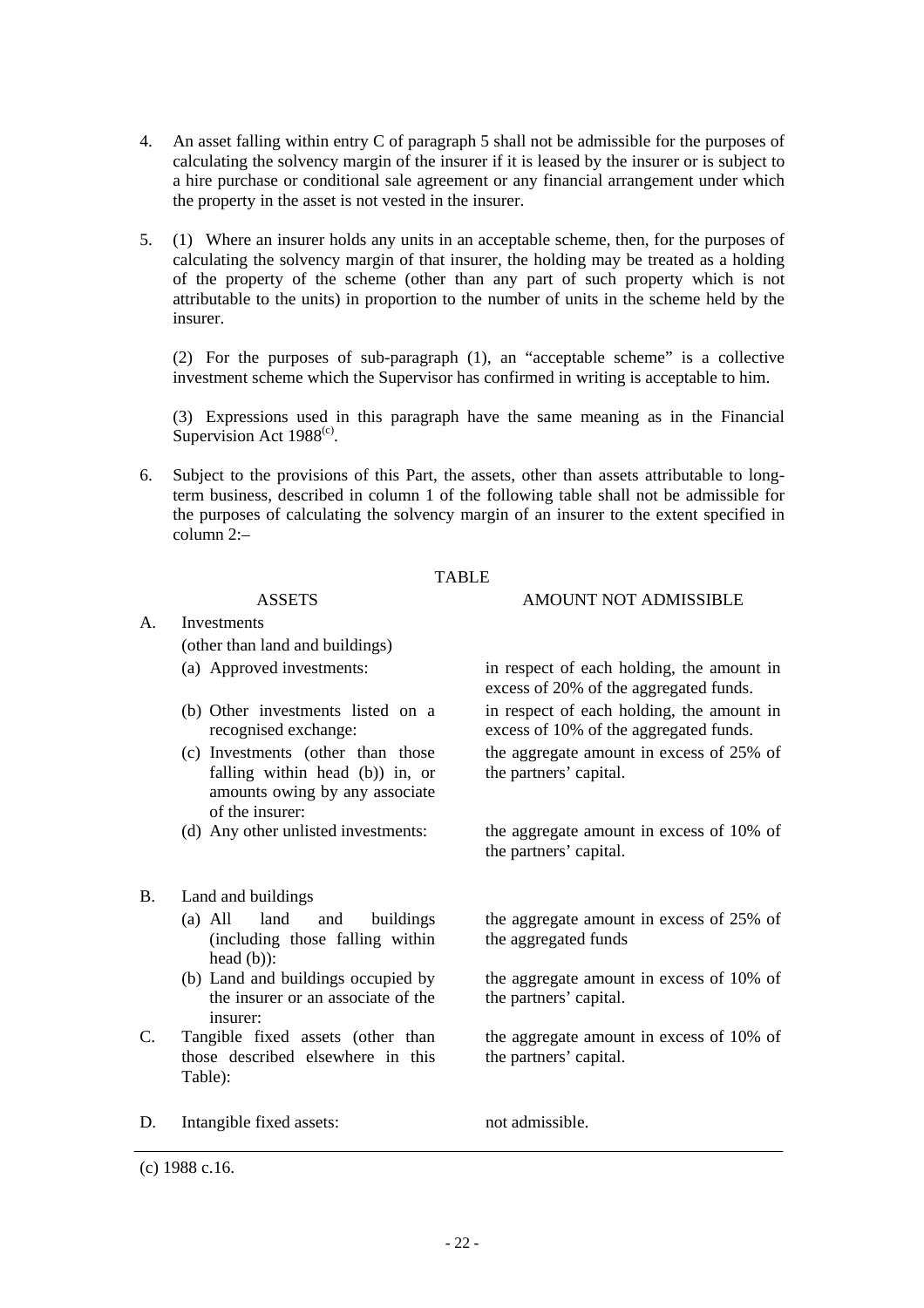4. An asset falling within entry C of paragraph 5 shall not be admissible for the purposes of calculating the solvency margin of the insurer if it is leased by the insurer or is subject to a hire purchase or conditional sale agreement or any financial arrangement under which the property in the asset is not vested in the insurer.

5. (1) Where an insurer holds any units in an acceptable scheme, then, for the purposes of calculating the solvency margin of that insurer, the holding may be treated as a holding of the property of the scheme (other than any part of such property which is not attributable to the units) in proportion to the number of units in the scheme held by the insurer.

   (2) For the purposes of sub-paragraph (1), an "acceptable scheme" is a collective investment scheme which the Supervisor has confirmed in writing is acceptable to him.

   (3) Expressions used in this paragraph have the same meaning as in the Financial Supervision Act 1988[(c)].

6. Subject to the provisions of this Part, the assets, other than assets attributable to long-term business, described in column 1 of the following table shall not be admissible for the purposes of calculating the solvency margin of an insurer to the extent specified in column 2:–

TABLE

| | ASSETS | AMOUNT NOT ADMISSIBLE |
|---|---|---|
| A. | Investments (other than land and buildings) | |
| | (a) Approved investments: | in respect of each holding, the amount in excess of 20% of the aggregated funds. |
| | (b) Other investments listed on a recognised exchange: | in respect of each holding, the amount in excess of 10% of the aggregated funds. |
| | (c) Investments (other than those falling within head (b)) in, or amounts owing by any associate of the insurer: | the aggregate amount in excess of 25% of the partners' capital. |
| | (d) Any other unlisted investments: | the aggregate amount in excess of 10% of the partners' capital. |
| B. | Land and buildings | |
| | (a) All land and buildings (including those falling within head (b)): | the aggregate amount in excess of 25% of the aggregated funds |
| | (b) Land and buildings occupied by the insurer or an associate of the insurer: | the aggregate amount in excess of 10% of the partners' capital. |
| C. | Tangible fixed assets (other than those described elsewhere in this Table): | the aggregate amount in excess of 10% of the partners' capital. |
| D. | Intangible fixed assets: | not admissible. |

(c) 1988 c.16.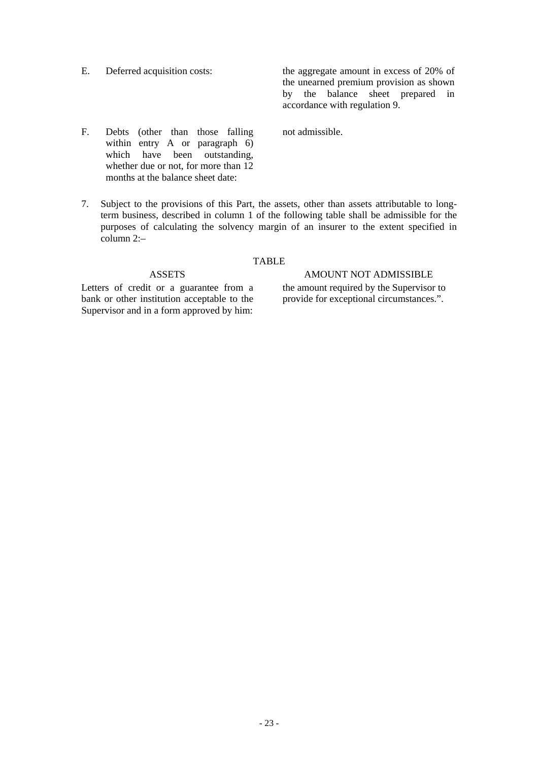| | | |
|---|---|---|
| E. | Deferred acquisition costs: | the aggregate amount in excess of 20% of the unearned premium provision as shown by the balance sheet prepared in accordance with regulation 9. |
| F. | Debts (other than those falling within entry A or paragraph 6) which have been outstanding, whether due or not, for more than 12 months at the balance sheet date: | not admissible. |

7. Subject to the provisions of this Part, the assets, other than assets attributable to long-term business, described in column 1 of the following table shall be admissible for the purposes of calculating the solvency margin of an insurer to the extent specified in column 2:–

TABLE

| ASSETS | AMOUNT NOT ADMISSIBLE |
|---|---|
| Letters of credit or a guarantee from a bank or other institution acceptable to the Supervisor and in a form approved by him: | the amount required by the Supervisor to provide for exceptional circumstances.”. |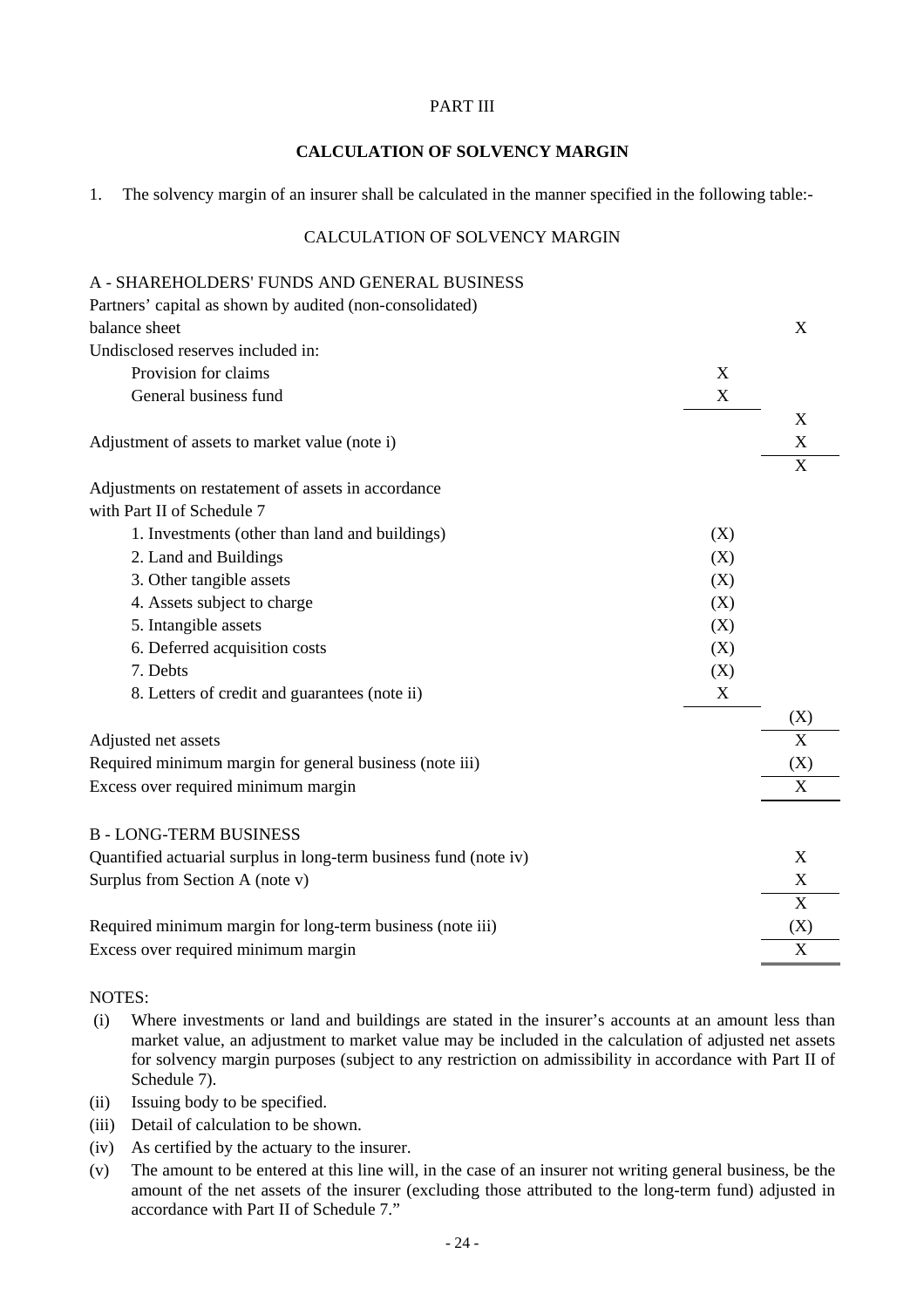PART III

**CALCULATION OF SOLVENCY MARGIN**

1. The solvency margin of an insurer shall be calculated in the manner specified in the following table:-

CALCULATION OF SOLVENCY MARGIN

| | | |
|---|---|---|
| A - SHAREHOLDERS' FUNDS AND GENERAL BUSINESS | | |
| Partners' capital as shown by audited (non-consolidated) balance sheet | | X |
| Undisclosed reserves included in: | | |
| Provision for claims | X | |
| General business fund | X | |
| | | X |
| Adjustment of assets to market value (note i) | | X |
| | | X |
| Adjustments on restatement of assets in accordance with Part II of Schedule 7 | | |
| 1. Investments (other than land and buildings) | (X) | |
| 2. Land and Buildings | (X) | |
| 3. Other tangible assets | (X) | |
| 4. Assets subject to charge | (X) | |
| 5. Intangible assets | (X) | |
| 6. Deferred acquisition costs | (X) | |
| 7. Debts | (X) | |
| 8. Letters of credit and guarantees (note ii) | X | |
| | | (X) |
| Adjusted net assets | | X |
| Required minimum margin for general business (note iii) | | (X) |
| Excess over required minimum margin | | X |
| | | |
| B - LONG-TERM BUSINESS | | |
| Quantified actuarial surplus in long-term business fund (note iv) | | X |
| Surplus from Section A (note v) | | X |
| | | X |
| Required minimum margin for long-term business (note iii) | | (X) |
| Excess over required minimum margin | | X |

NOTES:

(i) Where investments or land and buildings are stated in the insurer's accounts at an amount less than market value, an adjustment to market value may be included in the calculation of adjusted net assets for solvency margin purposes (subject to any restriction on admissibility in accordance with Part II of Schedule 7).

(ii) Issuing body to be specified.

(iii) Detail of calculation to be shown.

(iv) As certified by the actuary to the insurer.

(v) The amount to be entered at this line will, in the case of an insurer not writing general business, be the amount of the net assets of the insurer (excluding those attributed to the long-term fund) adjusted in accordance with Part II of Schedule 7."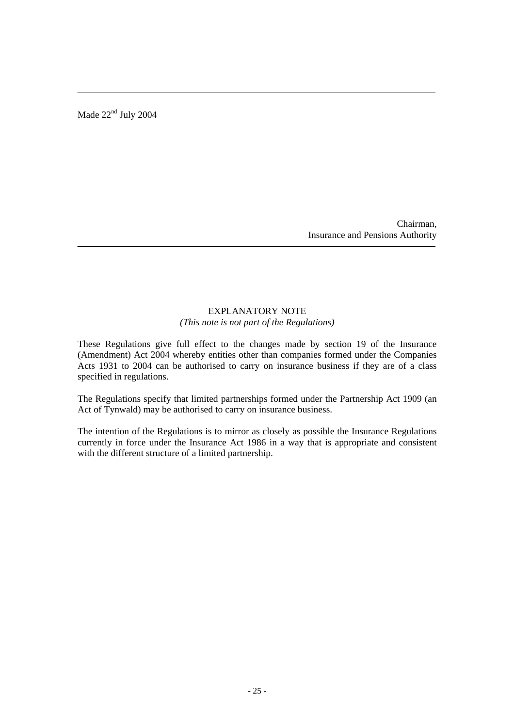Made 22nd July 2004

Chairman,
Insurance and Pensions Authority

---

## EXPLANATORY NOTE

*(This note is not part of the Regulations)*

These Regulations give full effect to the changes made by section 19 of the Insurance (Amendment) Act 2004 whereby entities other than companies formed under the Companies Acts 1931 to 2004 can be authorised to carry on insurance business if they are of a class specified in regulations.

The Regulations specify that limited partnerships formed under the Partnership Act 1909 (an Act of Tynwald) may be authorised to carry on insurance business.

The intention of the Regulations is to mirror as closely as possible the Insurance Regulations currently in force under the Insurance Act 1986 in a way that is appropriate and consistent with the different structure of a limited partnership.